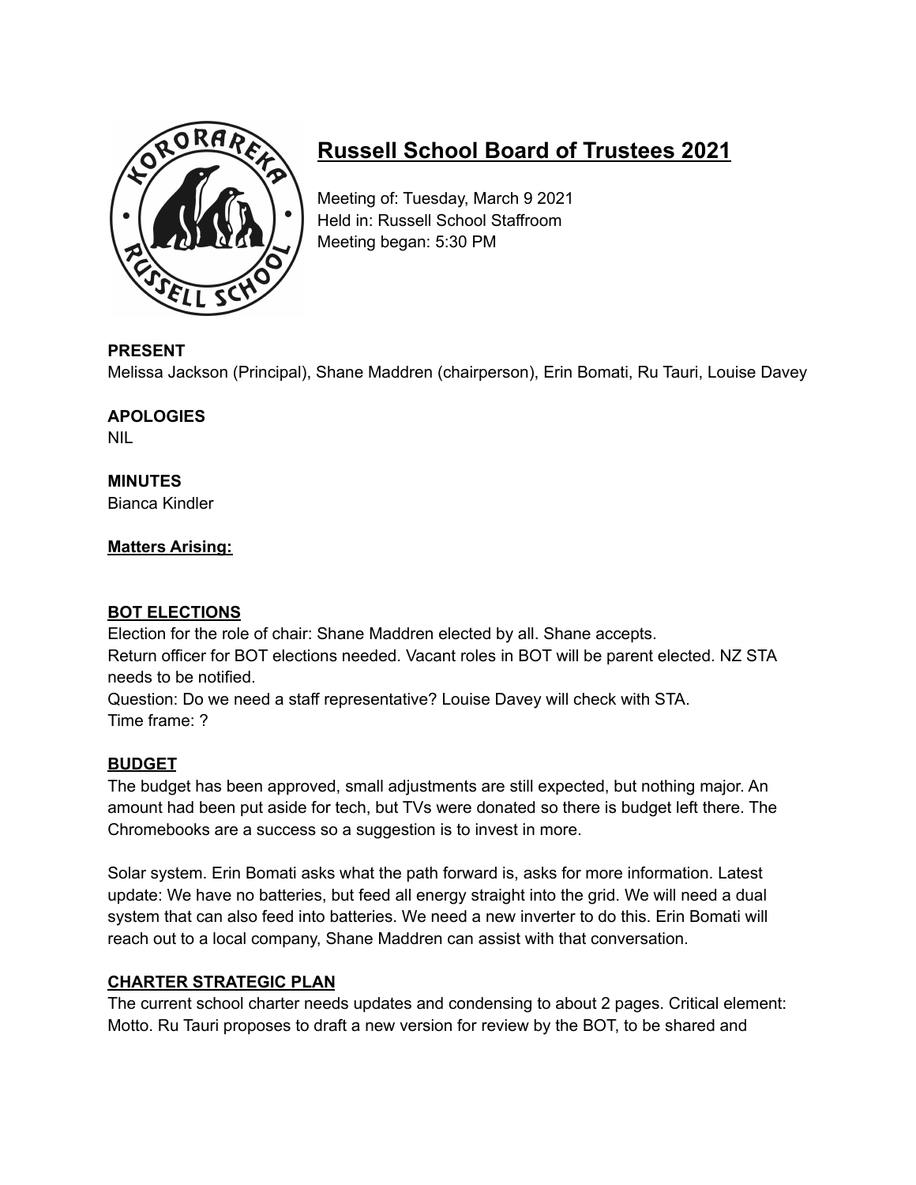# Russell School Board of Trustees 2021

Meeting of: Tuesday, March 9 2021
Held in: Russell School Staffroom
Meeting began: 5:30 PM

**PRESENT**
Melissa Jackson (Principal), Shane Maddren (chairperson), Erin Bomati, Ru Tauri, Louise Davey

**APOLOGIES**
NIL

**MINUTES**
Bianca Kindler

**Matters Arising:**

**BOT ELECTIONS**

Election for the role of chair: Shane Maddren elected by all. Shane accepts.
Return officer for BOT elections needed. Vacant roles in BOT will be parent elected. NZ STA needs to be notified.
Question: Do we need a staff representative? Louise Davey will check with STA.
Time frame: ?

**BUDGET**

The budget has been approved, small adjustments are still expected, but nothing major. An amount had been put aside for tech, but TVs were donated so there is budget left there. The Chromebooks are a success so a suggestion is to invest in more.

Solar system. Erin Bomati asks what the path forward is, asks for more information. Latest update: We have no batteries, but feed all energy straight into the grid. We will need a dual system that can also feed into batteries. We need a new inverter to do this. Erin Bomati will reach out to a local company, Shane Maddren can assist with that conversation.

**CHARTER STRATEGIC PLAN**

The current school charter needs updates and condensing to about 2 pages. Critical element: Motto. Ru Tauri proposes to draft a new version for review by the BOT, to be shared and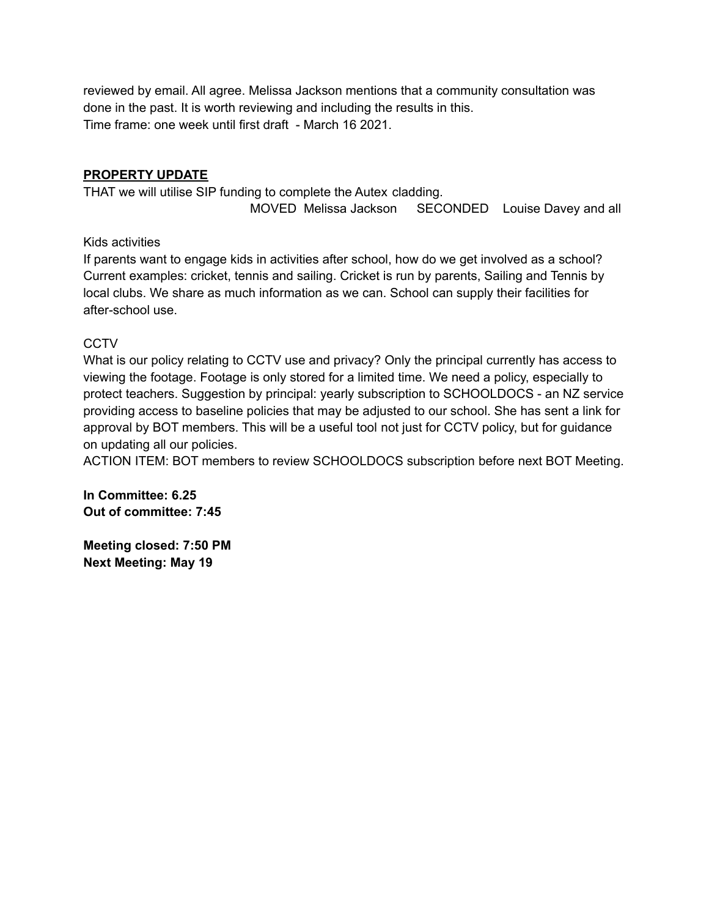reviewed by email. All agree. Melissa Jackson mentions that a community consultation was done in the past. It is worth reviewing and including the results in this.
Time frame: one week until first draft - March 16 2021.

**PROPERTY UPDATE**

THAT we will utilise SIP funding to complete the Autex cladding.
MOVED Melissa Jackson SECONDED Louise Davey and all

Kids activities
If parents want to engage kids in activities after school, how do we get involved as a school? Current examples: cricket, tennis and sailing. Cricket is run by parents, Sailing and Tennis by local clubs. We share as much information as we can. School can supply their facilities for after-school use.

CCTV
What is our policy relating to CCTV use and privacy? Only the principal currently has access to viewing the footage. Footage is only stored for a limited time. We need a policy, especially to protect teachers. Suggestion by principal: yearly subscription to SCHOOLDOCS - an NZ service providing access to baseline policies that may be adjusted to our school. She has sent a link for approval by BOT members. This will be a useful tool not just for CCTV policy, but for guidance on updating all our policies.
ACTION ITEM: BOT members to review SCHOOLDOCS subscription before next BOT Meeting.

**In Committee: 6.25**
**Out of committee: 7:45**

**Meeting closed: 7:50 PM**
**Next Meeting: May 19**